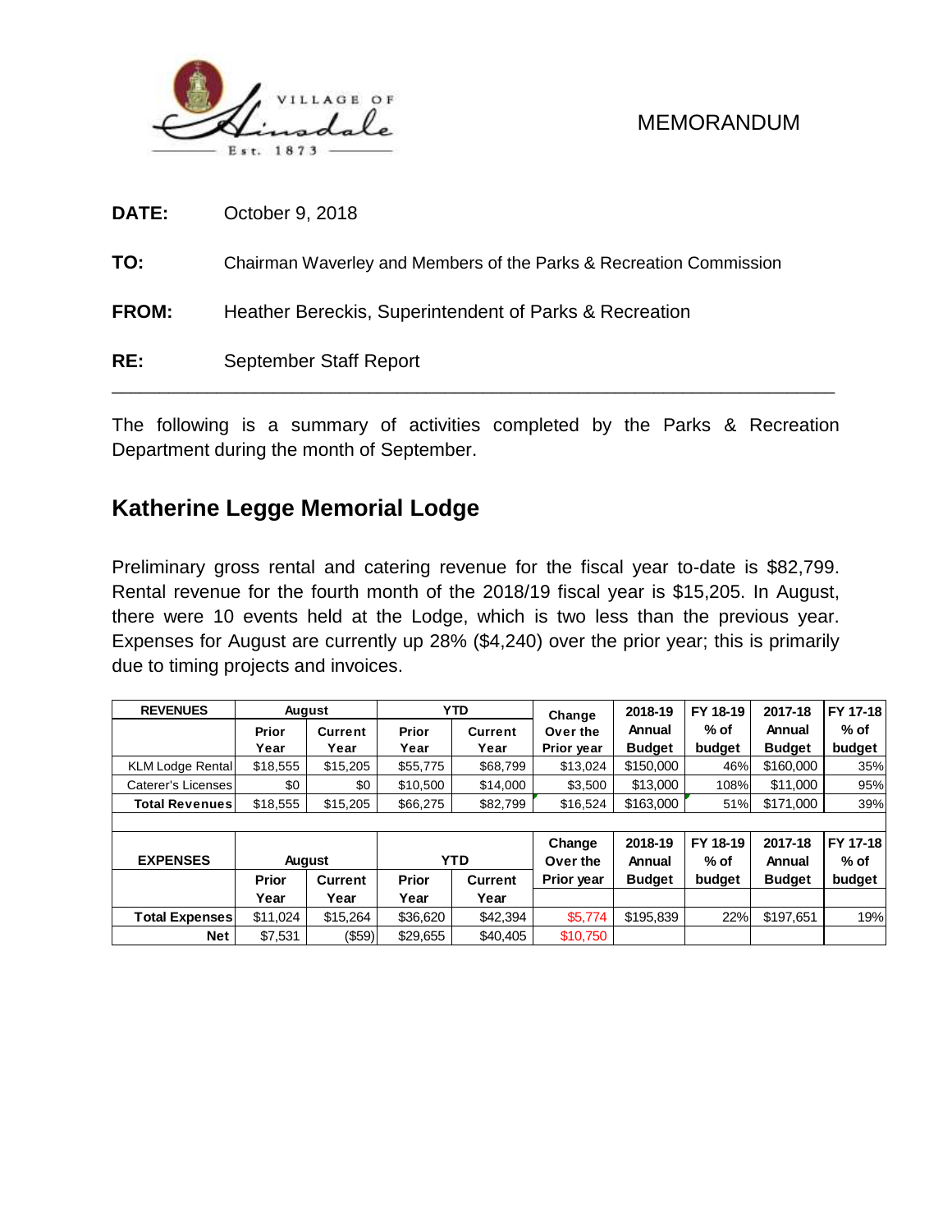VILLAGE OF Hinsdale Est. 1873

MEMORANDUM

**DATE:** October 9, 2018

**TO:** Chairman Waverley and Members of the Parks & Recreation Commission

**FROM:** Heather Bereckis, Superintendent of Parks & Recreation

**RE:** September Staff Report

---

The following is a summary of activities completed by the Parks & Recreation Department during the month of September.

## Katherine Legge Memorial Lodge

Preliminary gross rental and catering revenue for the fiscal year to-date is $82,799. Rental revenue for the fourth month of the 2018/19 fiscal year is $15,205. In August, there were 10 events held at the Lodge, which is two less than the previous year. Expenses for August are currently up 28% ($4,240) over the prior year; this is primarily due to timing projects and invoices.

| REVENUES | August | | YTD | | Change Over the Prior year | 2018-19 Annual Budget | FY 18-19 % of budget | 2017-18 Annual Budget | FY 17-18 % of budget |
|---|---|---|---|---|---|---|---|---|---|
| | Prior Year | Current Year | Prior Year | Current Year | | | | | |
| KLM Lodge Rental | $18,555 | $15,205 | $55,775 | $68,799 | $13,024 | $150,000 | 46% | $160,000 | 35% |
| Caterer's Licenses | $0 | $0 | $10,500 | $14,000 | $3,500 | $13,000 | 108% | $11,000 | 95% |
| Total Revenues | $18,555 | $15,205 | $66,275 | $82,799 | $16,524 | $163,000 | 51% | $171,000 | 39% |

| EXPENSES | August | | YTD | | Change Over the Prior year | 2018-19 Annual Budget | FY 18-19 % of budget | 2017-18 Annual Budget | FY 17-18 % of budget |
|---|---|---|---|---|---|---|---|---|---|
| | Prior Year | Current Year | Prior Year | Current Year | | | | | |
| Total Expenses | $11,024 | $15,264 | $36,620 | $42,394 | $5,774 | $195,839 | 22% | $197,651 | 19% |
| Net | $7,531 | ($59) | $29,655 | $40,405 | $10,750 | | | | |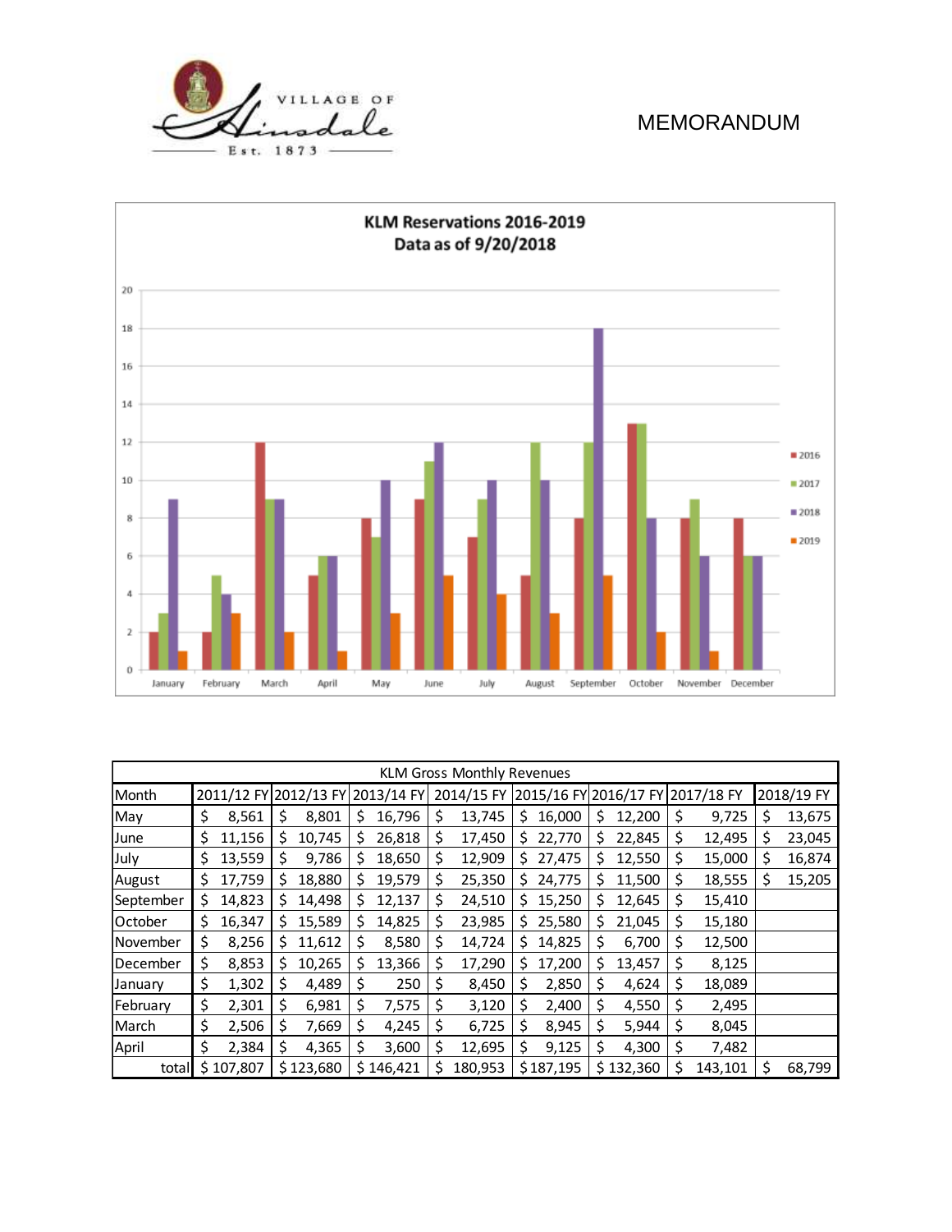VILLAGE OF Hinsdale Est. 1873

MEMORANDUM

KLM Reservations 2016-2019
Data as of 9/20/2018

| Month | 2016 | 2017 | 2018 | 2019 |
|---|---|---|---|---|
| January | 2 | 3 | 9 | 1 |
| February | 2 | 5 | 4 | 3 |
| March | 12 | 9 | 9 | 2 |
| April | 5 | 6 | 6 | 1 |
| May | 8 | 7 | 10 | 3 |
| June | 9 | 11 | 12 | 5 |
| July | 7 | 9 | 10 | 4 |
| August | 5 | 12 | 10 | 3 |
| September | 8 | 12 | 18 | 5 |
| October | 13 | 13 | 8 | 2 |
| November | 8 | 9 | 6 | 1 |
| December | 8 | 6 | 6 | |

| KLM Gross Monthly Revenues | | | | | | | | |
|---|---|---|---|---|---|---|---|---|
| Month | 2011/12 FY | 2012/13 FY | 2013/14 FY | 2014/15 FY | 2015/16 FY | 2016/17 FY | 2017/18 FY | 2018/19 FY |
| May | $ 8,561 | $ 8,801 | $ 16,796 | $ 13,745 | $ 16,000 | $ 12,200 | $ 9,725 | $ 13,675 |
| June | $ 11,156 | $ 10,745 | $ 26,818 | $ 17,450 | $ 22,770 | $ 22,845 | $ 12,495 | $ 23,045 |
| July | $ 13,559 | $ 9,786 | $ 18,650 | $ 12,909 | $ 27,475 | $ 12,550 | $ 15,000 | $ 16,874 |
| August | $ 17,759 | $ 18,880 | $ 19,579 | $ 25,350 | $ 24,775 | $ 11,500 | $ 18,555 | $ 15,205 |
| September | $ 14,823 | $ 14,498 | $ 12,137 | $ 24,510 | $ 15,250 | $ 12,645 | $ 15,410 | |
| October | $ 16,347 | $ 15,589 | $ 14,825 | $ 23,985 | $ 25,580 | $ 21,045 | $ 15,180 | |
| November | $ 8,256 | $ 11,612 | $ 8,580 | $ 14,724 | $ 14,825 | $ 6,700 | $ 12,500 | |
| December | $ 8,853 | $ 10,265 | $ 13,366 | $ 17,290 | $ 17,200 | $ 13,457 | $ 8,125 | |
| January | $ 1,302 | $ 4,489 | $ 250 | $ 8,450 | $ 2,850 | $ 4,624 | $ 18,089 | |
| February | $ 2,301 | $ 6,981 | $ 7,575 | $ 3,120 | $ 2,400 | $ 4,550 | $ 2,495 | |
| March | $ 2,506 | $ 7,669 | $ 4,245 | $ 6,725 | $ 8,945 | $ 5,944 | $ 8,045 | |
| April | $ 2,384 | $ 4,365 | $ 3,600 | $ 12,695 | $ 9,125 | $ 4,300 | $ 7,482 | |
| total | $ 107,807 | $ 123,680 | $ 146,421 | $ 180,953 | $ 187,195 | $ 132,360 | $ 143,101 | $ 68,799 |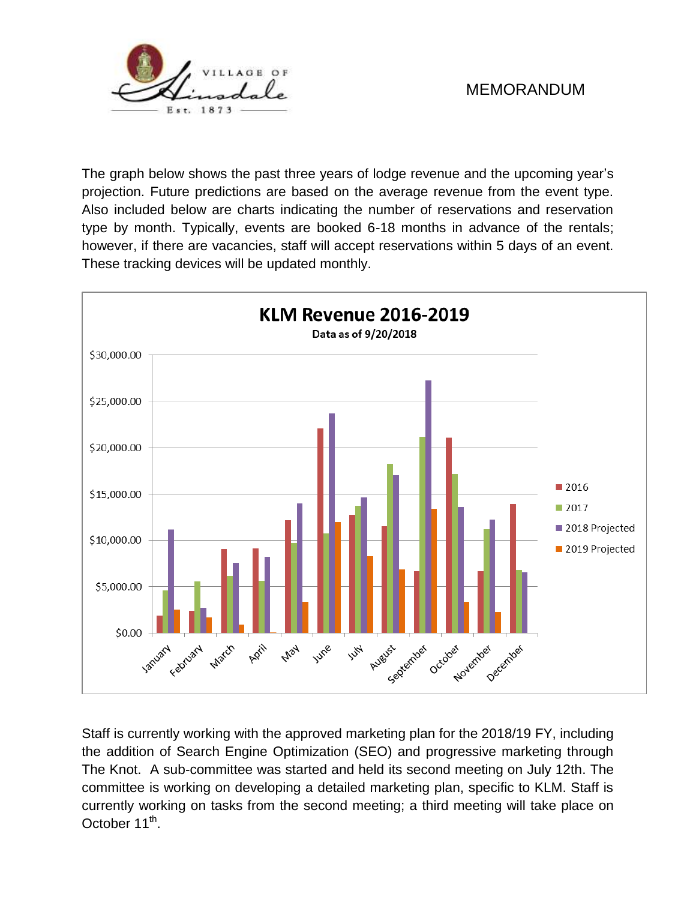VILLAGE OF Hinsdale Est. 1873

MEMORANDUM

The graph below shows the past three years of lodge revenue and the upcoming year's projection. Future predictions are based on the average revenue from the event type. Also included below are charts indicating the number of reservations and reservation type by month. Typically, events are booked 6-18 months in advance of the rentals; however, if there are vacancies, staff will accept reservations within 5 days of an event. These tracking devices will be updated monthly.

**KLM Revenue 2016-2019**

Data as of 9/20/2018

Staff is currently working with the approved marketing plan for the 2018/19 FY, including the addition of Search Engine Optimization (SEO) and progressive marketing through The Knot. A sub-committee was started and held its second meeting on July 12th. The committee is working on developing a detailed marketing plan, specific to KLM. Staff is currently working on tasks from the second meeting; a third meeting will take place on October 11th.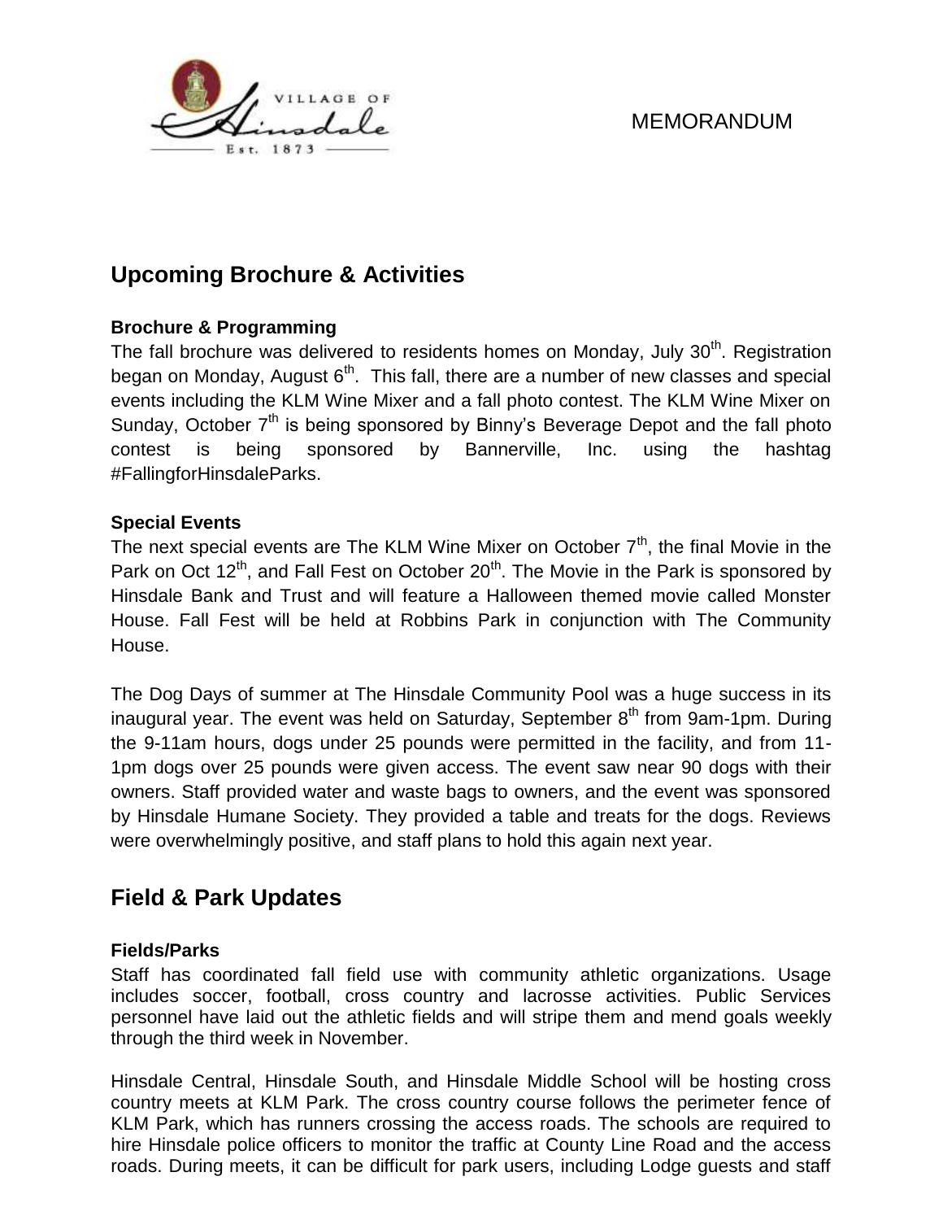MEMORANDUM

## Upcoming Brochure & Activities

### Brochure & Programming

The fall brochure was delivered to residents homes on Monday, July 30th. Registration began on Monday, August 6th. This fall, there are a number of new classes and special events including the KLM Wine Mixer and a fall photo contest. The KLM Wine Mixer on Sunday, October 7th is being sponsored by Binny's Beverage Depot and the fall photo contest is being sponsored by Bannerville, Inc. using the hashtag #FallingforHinsdaleParks.

### Special Events

The next special events are The KLM Wine Mixer on October 7th, the final Movie in the Park on Oct 12th, and Fall Fest on October 20th. The Movie in the Park is sponsored by Hinsdale Bank and Trust and will feature a Halloween themed movie called Monster House. Fall Fest will be held at Robbins Park in conjunction with The Community House.

The Dog Days of summer at The Hinsdale Community Pool was a huge success in its inaugural year. The event was held on Saturday, September 8th from 9am-1pm. During the 9-11am hours, dogs under 25 pounds were permitted in the facility, and from 11-1pm dogs over 25 pounds were given access. The event saw near 90 dogs with their owners. Staff provided water and waste bags to owners, and the event was sponsored by Hinsdale Humane Society. They provided a table and treats for the dogs. Reviews were overwhelmingly positive, and staff plans to hold this again next year.

## Field & Park Updates

### Fields/Parks

Staff has coordinated fall field use with community athletic organizations. Usage includes soccer, football, cross country and lacrosse activities. Public Services personnel have laid out the athletic fields and will stripe them and mend goals weekly through the third week in November.

Hinsdale Central, Hinsdale South, and Hinsdale Middle School will be hosting cross country meets at KLM Park. The cross country course follows the perimeter fence of KLM Park, which has runners crossing the access roads. The schools are required to hire Hinsdale police officers to monitor the traffic at County Line Road and the access roads. During meets, it can be difficult for park users, including Lodge guests and staff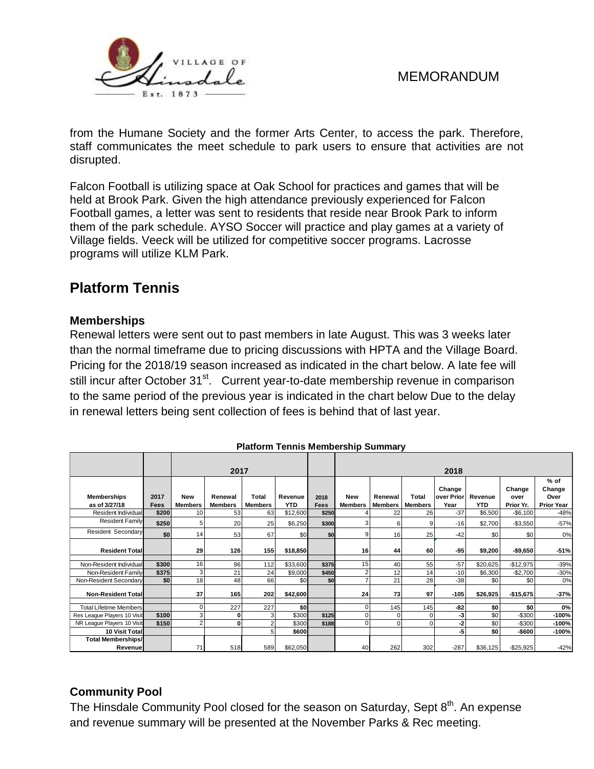MEMORANDUM

from the Humane Society and the former Arts Center, to access the park. Therefore, staff communicates the meet schedule to park users to ensure that activities are not disrupted.

Falcon Football is utilizing space at Oak School for practices and games that will be held at Brook Park. Given the high attendance previously experienced for Falcon Football games, a letter was sent to residents that reside near Brook Park to inform them of the park schedule. AYSO Soccer will practice and play games at a variety of Village fields. Veeck will be utilized for competitive soccer programs. Lacrosse programs will utilize KLM Park.

## Platform Tennis

### Memberships

Renewal letters were sent out to past members in late August. This was 3 weeks later than the normal timeframe due to pricing discussions with HPTA and the Village Board. Pricing for the 2018/19 season increased as indicated in the chart below. A late fee will still incur after October 31st. Current year-to-date membership revenue in comparison to the same period of the previous year is indicated in the chart below Due to the delay in renewal letters being sent collection of fees is behind that of last year.

**Platform Tennis Membership Summary**

| | | 2017 | | | | | 2018 | | | | | | |
|---|---|---|---|---|---|---|---|---|---|---|---|---|---|
| Memberships as of 3/27/18 | 2017 Fees | New Members | Renewal Members | Total Members | Revenue YTD | 2018 Fees | New Members | Renewal Members | Total Members | Change over Prior Year | Revenue YTD | Change over Prior Yr. | % of Change Over Prior Year |
| Resident Individual | $200 | 10 | 53 | 63 | $12,600 | $250 | 4 | 22 | 26 | -37 | $6,500 | -$6,100 | -48% |
| Resident Family | $250 | 5 | 20 | 25 | $6,250 | $300 | 3 | 6 | 9 | -16 | $2,700 | -$3,550 | -57% |
| Resident Secondary | $0 | 14 | 53 | 67 | $0 | $0 | 9 | 16 | 25 | -42 | $0 | $0 | 0% |
| **Resident Total** | | **29** | **126** | **155** | **$18,850** | | **16** | **44** | **60** | **-95** | **$9,200** | **-$9,650** | **-51%** |
| Non-Resident Individual | $300 | 16 | 96 | 112 | $33,600 | $375 | 15 | 40 | 55 | -57 | $20,625 | -$12,975 | -39% |
| Non-Resident Family | $375 | 3 | 21 | 24 | $9,000 | $450 | 2 | 12 | 14 | -10 | $6,300 | -$2,700 | -30% |
| Non-Resident Secondary | $0 | 18 | 48 | 66 | $0 | $0 | 7 | 21 | 28 | -38 | $0 | $0 | 0% |
| **Non-Resident Total** | | **37** | **165** | **202** | **$42,600** | | **24** | **73** | **97** | **-105** | **$26,925** | **-$15,675** | **-37%** |
| Total Lifetime Members | | 0 | 227 | 227 | $0 | | 0 | 145 | 145 | -82 | $0 | $0 | 0% |
| Res League Players 10 Visit | $100 | 3 | 0 | 3 | $300 | $125 | 0 | 0 | 0 | -3 | $0 | -$300 | -100% |
| NR League Players 10 Visit | $150 | 2 | 0 | 2 | $300 | $188 | 0 | 0 | 0 | -2 | $0 | -$300 | -100% |
| **10 Visit Total** | | | | **5** | **$600** | | | | | **-5** | **$0** | **-$600** | **-100%** |
| **Total Memberships/ Revenue** | | 71 | 518 | 589 | $62,050 | | 40 | 262 | 302 | -287 | $36,125 | -$25,925 | -42% |

### Community Pool

The Hinsdale Community Pool closed for the season on Saturday, Sept 8th. An expense and revenue summary will be presented at the November Parks & Rec meeting.